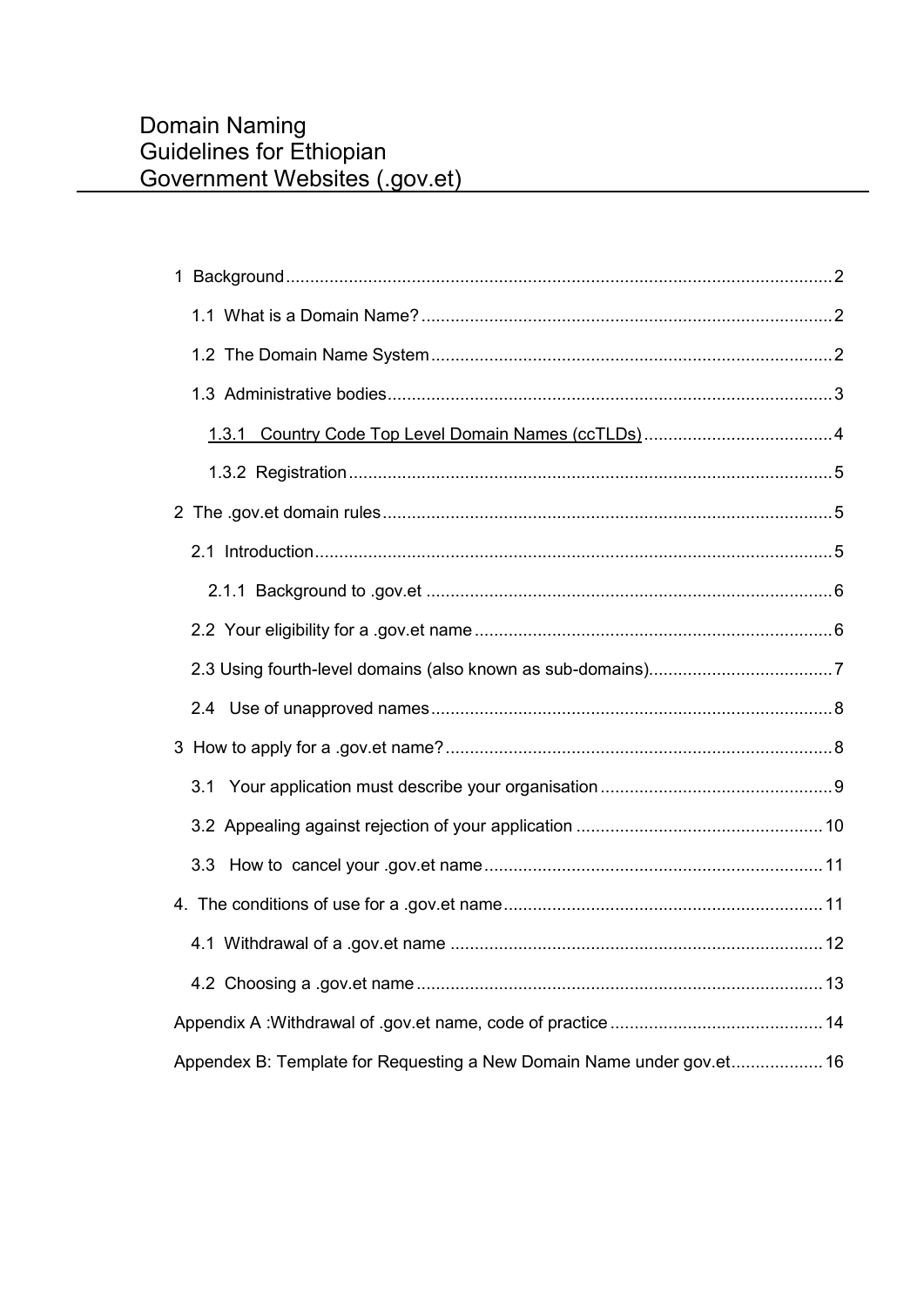# Domain Naming Guidelines for Ethiopian Government Websites (.gov.et)

- 1 Background ........ 2
  - 1.1 What is a Domain Name? ........ 2
  - 1.2 The Domain Name System ........ 2
  - 1.3 Administrative bodies ........ 3
    - 1.3.1 Country Code Top Level Domain Names (ccTLDs) ........ 4
    - 1.3.2 Registration ........ 5
- 2 The .gov.et domain rules ........ 5
  - 2.1 Introduction ........ 5
    - 2.1.1 Background to .gov.et ........ 6
  - 2.2 Your eligibility for a .gov.et name ........ 6
  - 2.3 Using fourth-level domains (also known as sub-domains) ........ 7
  - 2.4 Use of unapproved names ........ 8
- 3 How to apply for a .gov.et name? ........ 8
  - 3.1 Your application must describe your organisation ........ 9
  - 3.2 Appealing against rejection of your application ........ 10
  - 3.3 How to cancel your .gov.et name ........ 11
- 4. The conditions of use for a .gov.et name ........ 11
  - 4.1 Withdrawal of a .gov.et name ........ 12
  - 4.2 Choosing a .gov.et name ........ 13
- Appendix A :Withdrawal of .gov.et name, code of practice ........ 14
- Appendex B: Template for Requesting a New Domain Name under gov.et ........ 16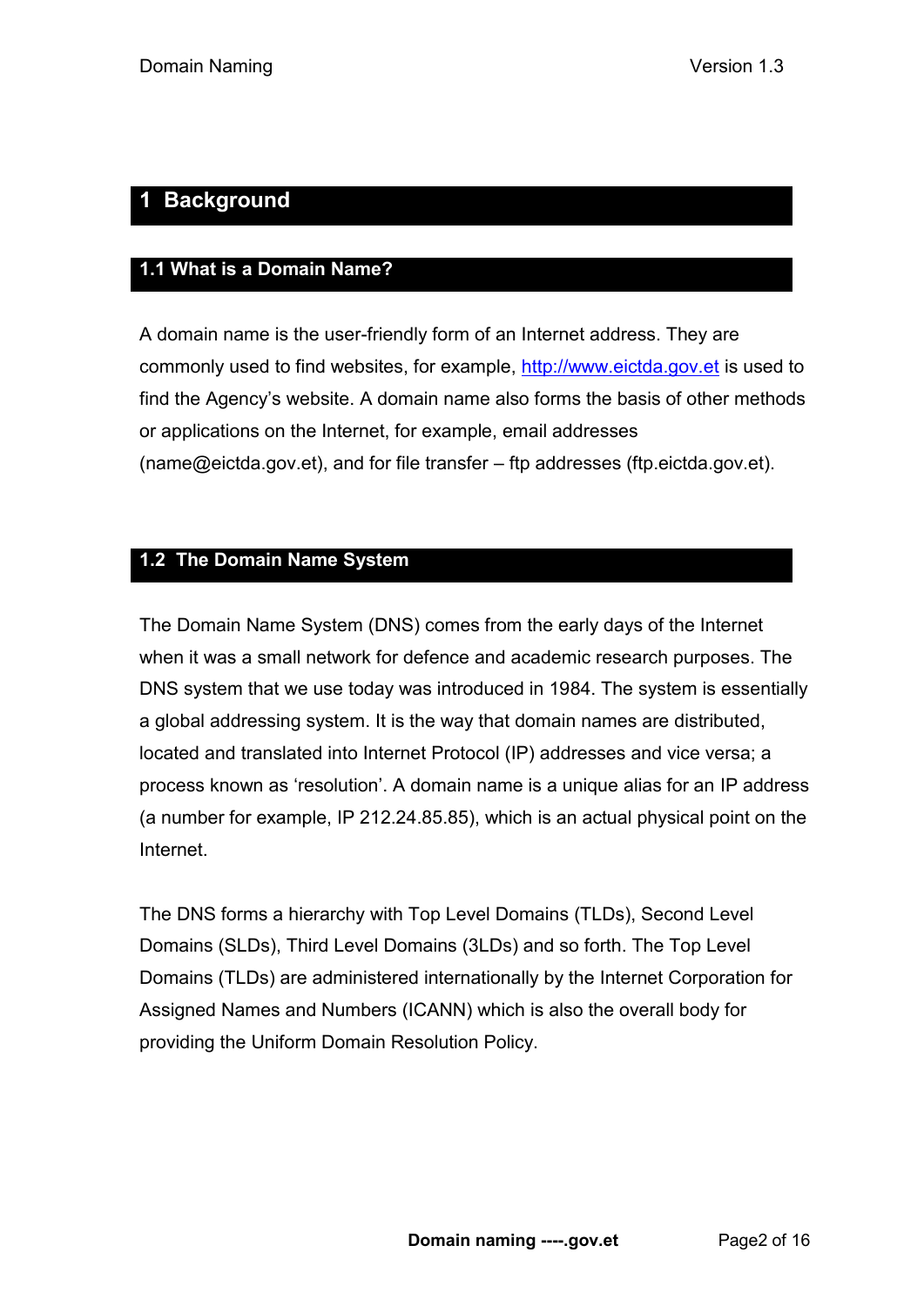# 1 Background

## 1.1 What is a Domain Name?

A domain name is the user-friendly form of an Internet address. They are commonly used to find websites, for example, http://www.eictda.gov.et is used to find the Agency's website. A domain name also forms the basis of other methods or applications on the Internet, for example, email addresses (name@eictda.gov.et), and for file transfer – ftp addresses (ftp.eictda.gov.et).

## 1.2 The Domain Name System

The Domain Name System (DNS) comes from the early days of the Internet when it was a small network for defence and academic research purposes. The DNS system that we use today was introduced in 1984. The system is essentially a global addressing system. It is the way that domain names are distributed, located and translated into Internet Protocol (IP) addresses and vice versa; a process known as 'resolution'. A domain name is a unique alias for an IP address (a number for example, IP 212.24.85.85), which is an actual physical point on the Internet.

The DNS forms a hierarchy with Top Level Domains (TLDs), Second Level Domains (SLDs), Third Level Domains (3LDs) and so forth. The Top Level Domains (TLDs) are administered internationally by the Internet Corporation for Assigned Names and Numbers (ICANN) which is also the overall body for providing the Uniform Domain Resolution Policy.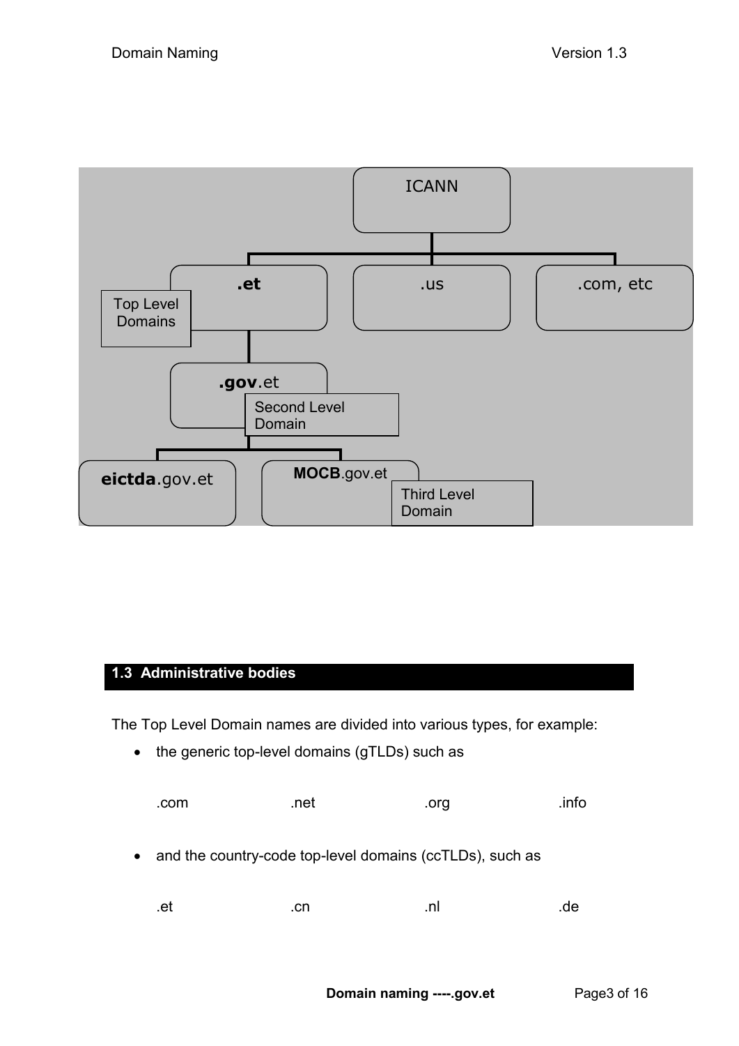ICANN

.et | .us | .com, etc

Top Level Domains

**.gov**.et

Second Level Domain

**eictda**.gov.et | **MOCB**.gov.et

Third Level Domain

## 1.3 Administrative bodies

The Top Level Domain names are divided into various types, for example:

- the generic top-level domains (gTLDs) such as

  .com .net .org .info

- and the country-code top-level domains (ccTLDs), such as

  .et .cn .nl .de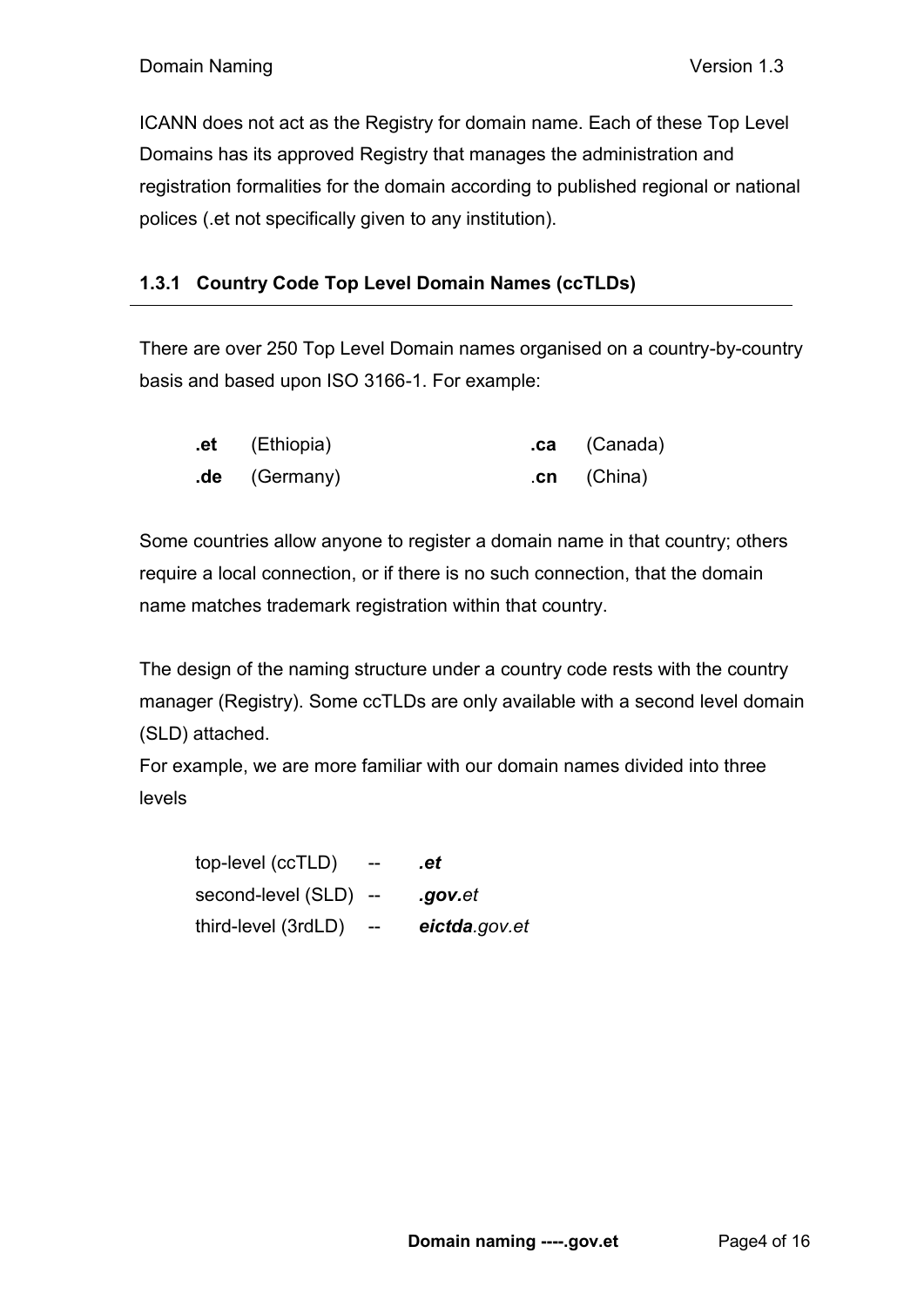ICANN does not act as the Registry for domain name. Each of these Top Level Domains has its approved Registry that manages the administration and registration formalities for the domain according to published regional or national polices (.et not specifically given to any institution).

### 1.3.1 Country Code Top Level Domain Names (ccTLDs)

There are over 250 Top Level Domain names organised on a country-by-country basis and based upon ISO 3166-1. For example:

| | | | |
|---|---|---|---|
| **.et** | (Ethiopia) | **.ca** | (Canada) |
| **.de** | (Germany) | .**cn** | (China) |

Some countries allow anyone to register a domain name in that country; others require a local connection, or if there is no such connection, that the domain name matches trademark registration within that country.

The design of the naming structure under a country code rests with the country manager (Registry). Some ccTLDs are only available with a second level domain (SLD) attached.

For example, we are more familiar with our domain names divided into three levels

top-level (ccTLD) -- ***.et***
second-level (SLD) -- ***.gov.****et*
third-level (3rdLD) -- ***eictda****.gov.et*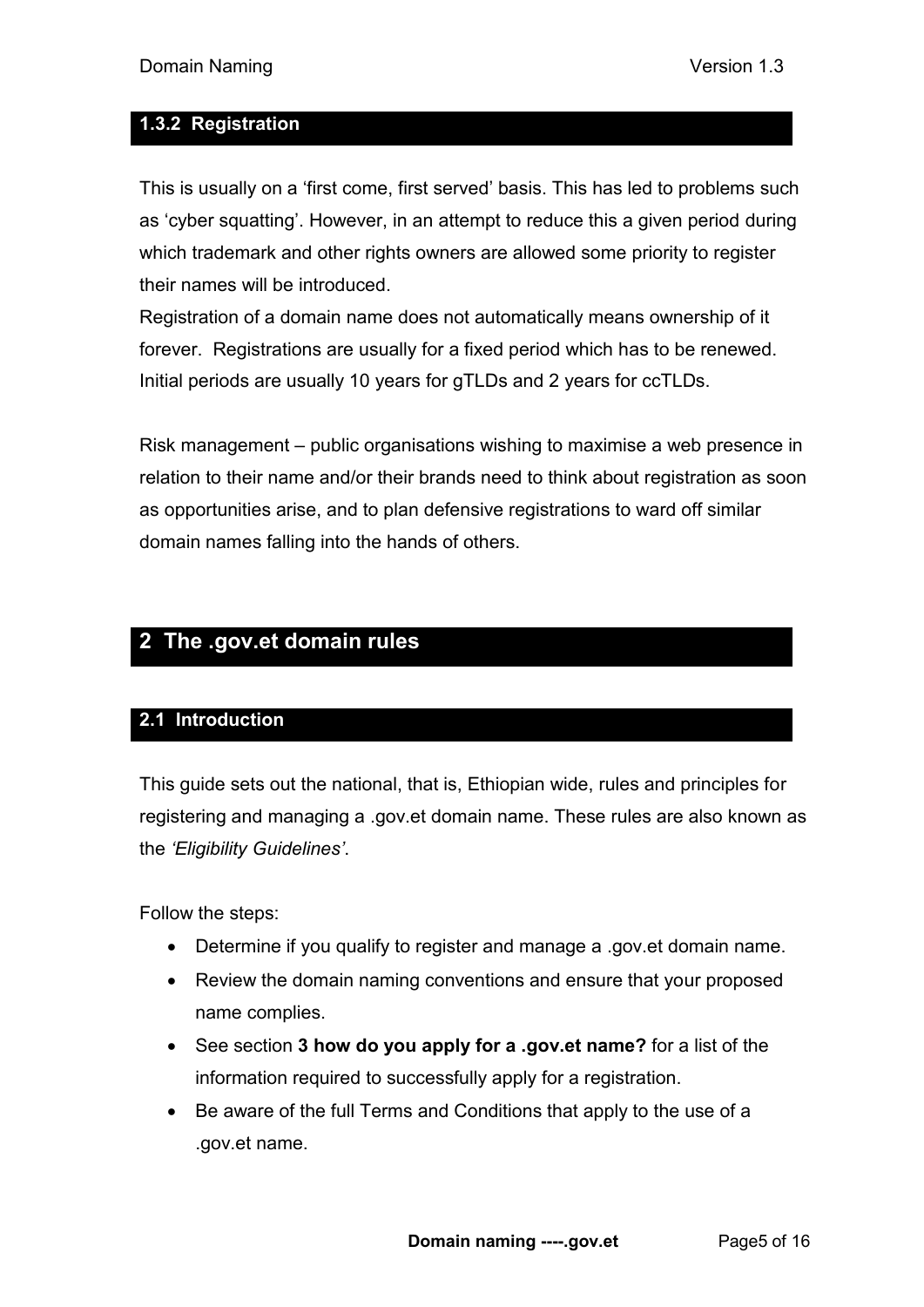### 1.3.2 Registration

This is usually on a 'first come, first served' basis. This has led to problems such as 'cyber squatting'. However, in an attempt to reduce this a given period during which trademark and other rights owners are allowed some priority to register their names will be introduced.
Registration of a domain name does not automatically means ownership of it forever. Registrations are usually for a fixed period which has to be renewed. Initial periods are usually 10 years for gTLDs and 2 years for ccTLDs.

Risk management – public organisations wishing to maximise a web presence in relation to their name and/or their brands need to think about registration as soon as opportunities arise, and to plan defensive registrations to ward off similar domain names falling into the hands of others.

# 2 The .gov.et domain rules

## 2.1 Introduction

This guide sets out the national, that is, Ethiopian wide, rules and principles for registering and managing a .gov.et domain name. These rules are also known as the *'Eligibility Guidelines'*.

Follow the steps:

- Determine if you qualify to register and manage a .gov.et domain name.
- Review the domain naming conventions and ensure that your proposed name complies.
- See section **3 how do you apply for a .gov.et name?** for a list of the information required to successfully apply for a registration.
- Be aware of the full Terms and Conditions that apply to the use of a .gov.et name.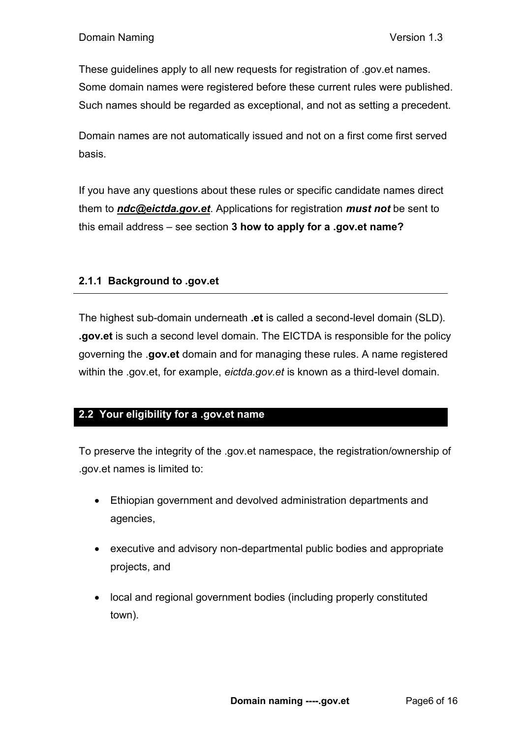These guidelines apply to all new requests for registration of .gov.et names. Some domain names were registered before these current rules were published. Such names should be regarded as exceptional, and not as setting a precedent.

Domain names are not automatically issued and not on a first come first served basis.

If you have any questions about these rules or specific candidate names direct them to ***ndc@eictda.gov.et***. Applications for registration ***must not*** be sent to this email address – see section **3 how to apply for a .gov.et name?**

### 2.1.1 Background to .gov.et

The highest sub-domain underneath **.et** is called a second-level domain (SLD). **.gov.et** is such a second level domain. The EICTDA is responsible for the policy governing the .**gov.et** domain and for managing these rules. A name registered within the .gov.et, for example, *eictda.gov.et* is known as a third-level domain.

## 2.2 Your eligibility for a .gov.et name

To preserve the integrity of the .gov.et namespace, the registration/ownership of .gov.et names is limited to:

- Ethiopian government and devolved administration departments and agencies,
- executive and advisory non-departmental public bodies and appropriate projects, and
- local and regional government bodies (including properly constituted town).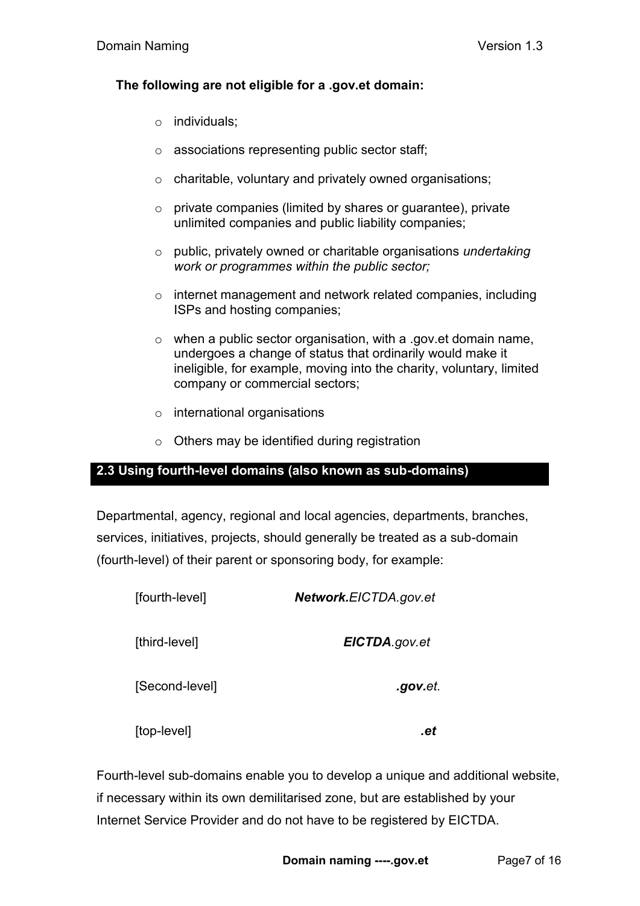**The following are not eligible for a .gov.et domain:**

- individuals;
- associations representing public sector staff;
- charitable, voluntary and privately owned organisations;
- private companies (limited by shares or guarantee), private unlimited companies and public liability companies;
- public, privately owned or charitable organisations *undertaking work or programmes within the public sector;*
- internet management and network related companies, including ISPs and hosting companies;
- when a public sector organisation, with a .gov.et domain name, undergoes a change of status that ordinarily would make it ineligible, for example, moving into the charity, voluntary, limited company or commercial sectors;
- international organisations
- Others may be identified during registration

## 2.3 Using fourth-level domains (also known as sub-domains)

Departmental, agency, regional and local agencies, departments, branches, services, initiatives, projects, should generally be treated as a sub-domain (fourth-level) of their parent or sponsoring body, for example:

| | |
|---|---|
| [fourth-level] | ***Network.****EICTDA.gov.et* |
| [third-level] | ***EICTDA****.gov.et* |
| [Second-level] | ***.gov.****et.* |
| [top-level] | ***.et*** |

Fourth-level sub-domains enable you to develop a unique and additional website, if necessary within its own demilitarised zone, but are established by your Internet Service Provider and do not have to be registered by EICTDA.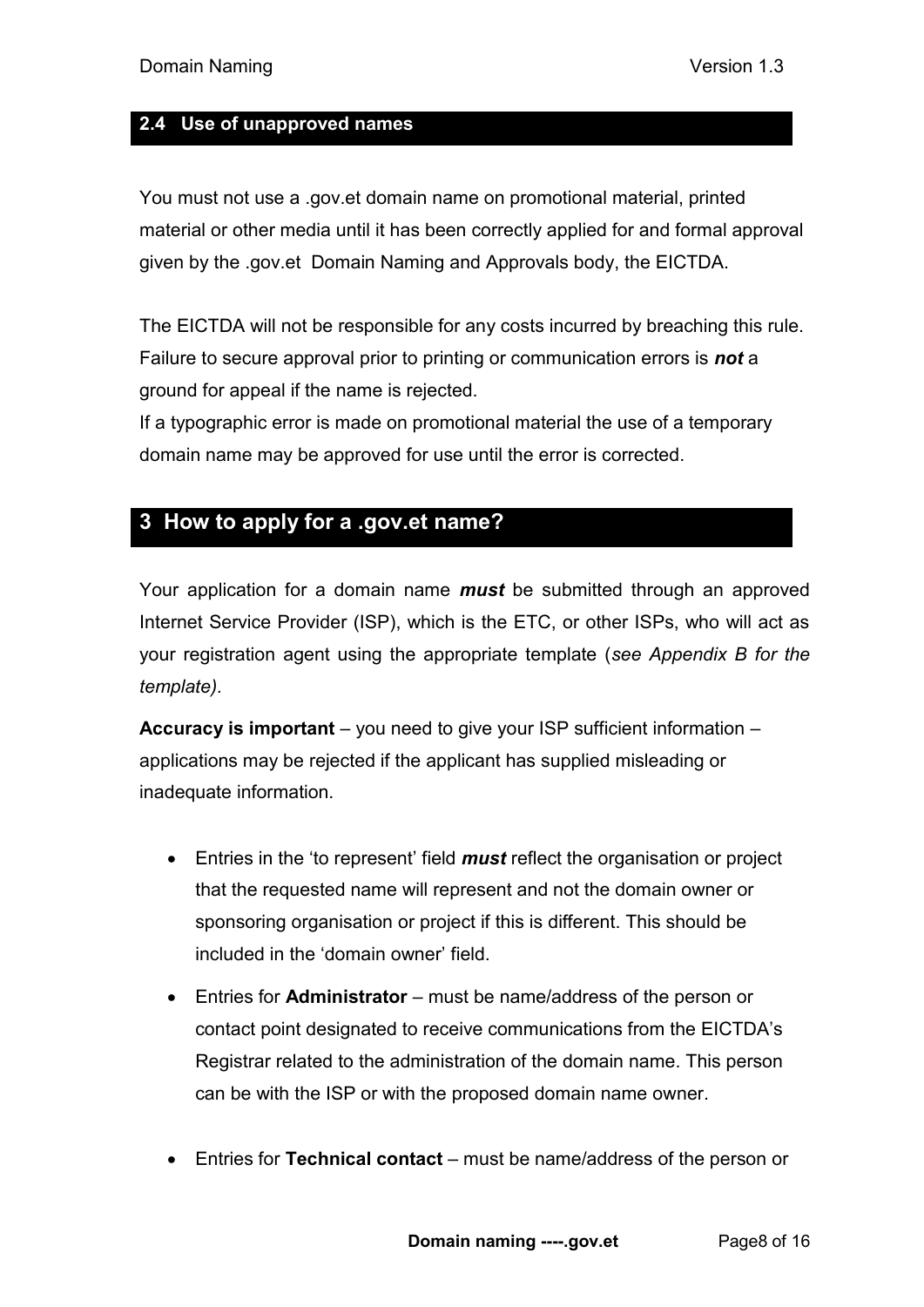### 2.4 Use of unapproved names

You must not use a .gov.et domain name on promotional material, printed material or other media until it has been correctly applied for and formal approval given by the .gov.et Domain Naming and Approvals body, the EICTDA.

The EICTDA will not be responsible for any costs incurred by breaching this rule. Failure to secure approval prior to printing or communication errors is ***not*** a ground for appeal if the name is rejected.
If a typographic error is made on promotional material the use of a temporary domain name may be approved for use until the error is corrected.

## 3 How to apply for a .gov.et name?

Your application for a domain name ***must*** be submitted through an approved Internet Service Provider (ISP), which is the ETC, or other ISPs, who will act as your registration agent using the appropriate template (*see Appendix B for the template).*

**Accuracy is important** – you need to give your ISP sufficient information – applications may be rejected if the applicant has supplied misleading or inadequate information.

- Entries in the 'to represent' field ***must*** reflect the organisation or project that the requested name will represent and not the domain owner or sponsoring organisation or project if this is different. This should be included in the 'domain owner' field.
- Entries for **Administrator** – must be name/address of the person or contact point designated to receive communications from the EICTDA's Registrar related to the administration of the domain name. This person can be with the ISP or with the proposed domain name owner.
- Entries for **Technical contact** – must be name/address of the person or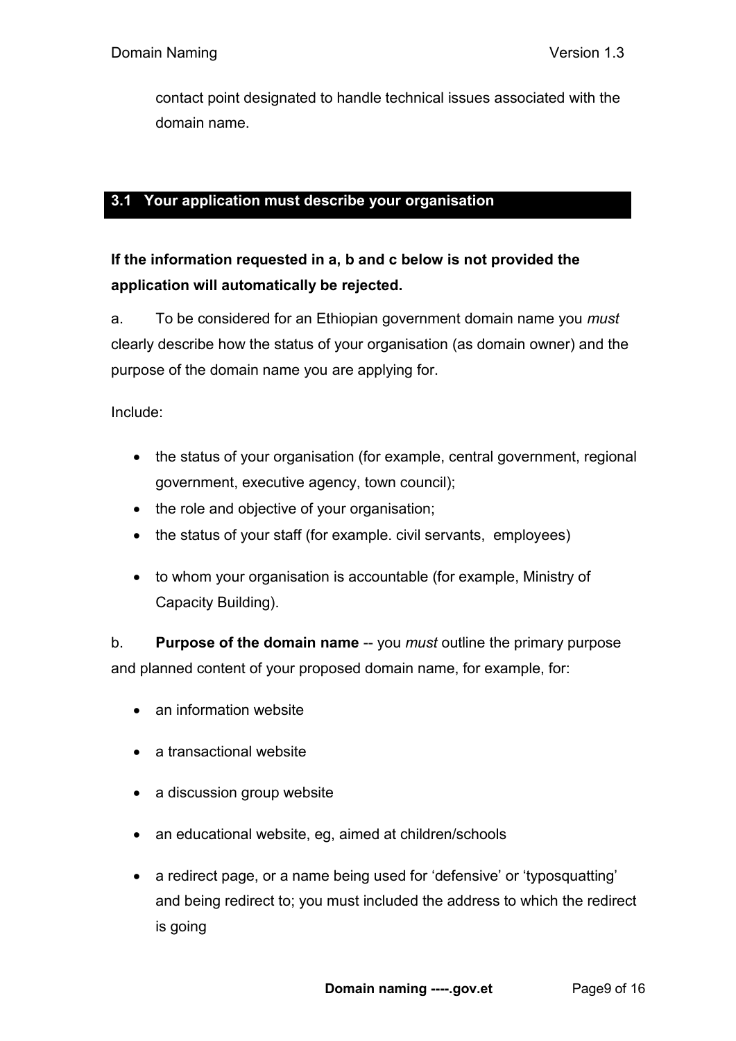contact point designated to handle technical issues associated with the domain name.

## 3.1 Your application must describe your organisation

**If the information requested in a, b and c below is not provided the application will automatically be rejected.**

a. To be considered for an Ethiopian government domain name you *must* clearly describe how the status of your organisation (as domain owner) and the purpose of the domain name you are applying for.

Include:

- the status of your organisation (for example, central government, regional government, executive agency, town council);
- the role and objective of your organisation;
- the status of your staff (for example. civil servants, employees)
- to whom your organisation is accountable (for example, Ministry of Capacity Building).

b. **Purpose of the domain name** -- you *must* outline the primary purpose and planned content of your proposed domain name, for example, for:

- an information website
- a transactional website
- a discussion group website
- an educational website, eg, aimed at children/schools
- a redirect page, or a name being used for 'defensive' or 'typosquatting' and being redirect to; you must included the address to which the redirect is going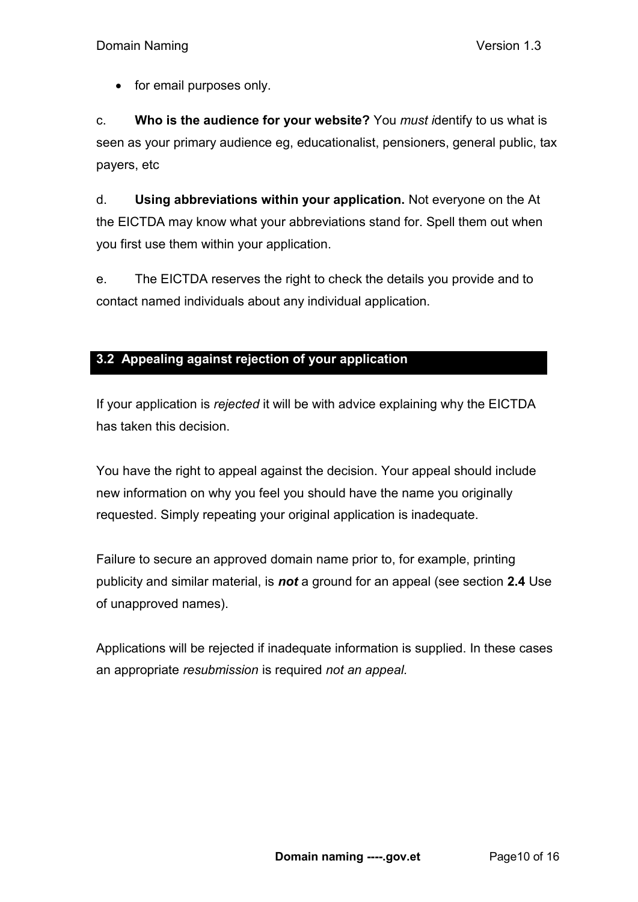- for email purposes only.

c. **Who is the audience for your website?** You *must i*dentify to us what is seen as your primary audience eg, educationalist, pensioners, general public, tax payers, etc

d. **Using abbreviations within your application.** Not everyone on the At the EICTDA may know what your abbreviations stand for. Spell them out when you first use them within your application.

e. The EICTDA reserves the right to check the details you provide and to contact named individuals about any individual application.

## 3.2 Appealing against rejection of your application

If your application is *rejected* it will be with advice explaining why the EICTDA has taken this decision.

You have the right to appeal against the decision. Your appeal should include new information on why you feel you should have the name you originally requested. Simply repeating your original application is inadequate.

Failure to secure an approved domain name prior to, for example, printing publicity and similar material, is ***not*** a ground for an appeal (see section **2.4** Use of unapproved names).

Applications will be rejected if inadequate information is supplied. In these cases an appropriate *resubmission* is required *not an appeal.*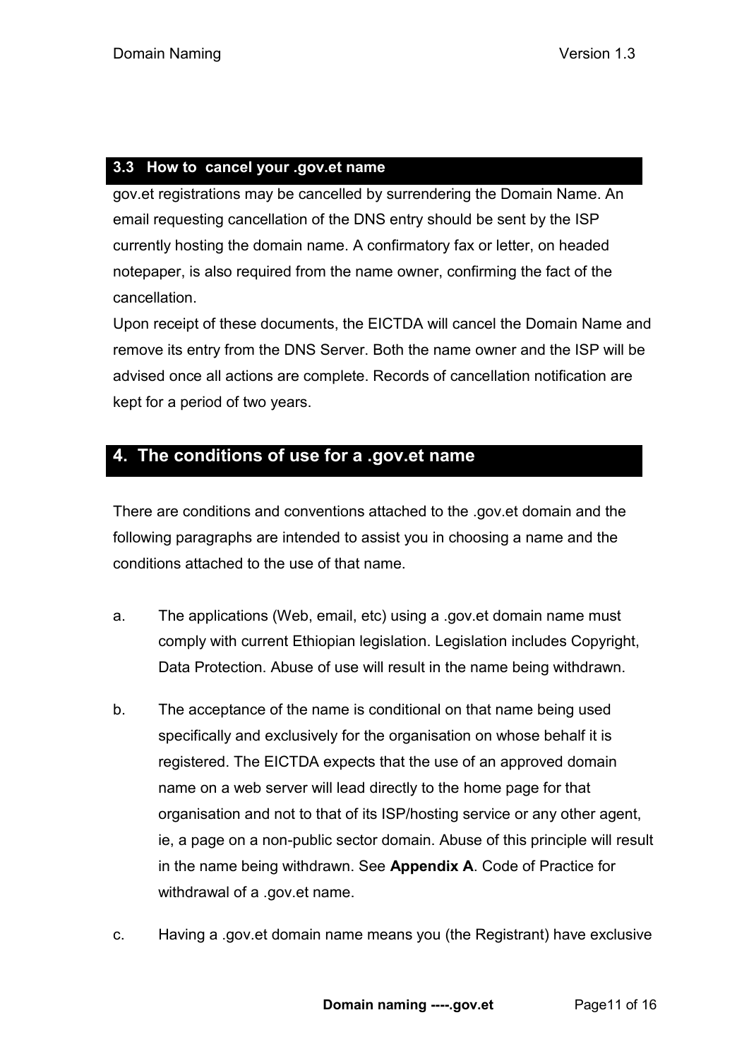### 3.3 How to cancel your .gov.et name

gov.et registrations may be cancelled by surrendering the Domain Name. An email requesting cancellation of the DNS entry should be sent by the ISP currently hosting the domain name. A confirmatory fax or letter, on headed notepaper, is also required from the name owner, confirming the fact of the cancellation.

Upon receipt of these documents, the EICTDA will cancel the Domain Name and remove its entry from the DNS Server. Both the name owner and the ISP will be advised once all actions are complete. Records of cancellation notification are kept for a period of two years.

## 4. The conditions of use for a .gov.et name

There are conditions and conventions attached to the .gov.et domain and the following paragraphs are intended to assist you in choosing a name and the conditions attached to the use of that name.

a. The applications (Web, email, etc) using a .gov.et domain name must comply with current Ethiopian legislation. Legislation includes Copyright, Data Protection. Abuse of use will result in the name being withdrawn.

b. The acceptance of the name is conditional on that name being used specifically and exclusively for the organisation on whose behalf it is registered. The EICTDA expects that the use of an approved domain name on a web server will lead directly to the home page for that organisation and not to that of its ISP/hosting service or any other agent, ie, a page on a non-public sector domain. Abuse of this principle will result in the name being withdrawn. See **Appendix A**. Code of Practice for withdrawal of a .gov.et name.

c. Having a .gov.et domain name means you (the Registrant) have exclusive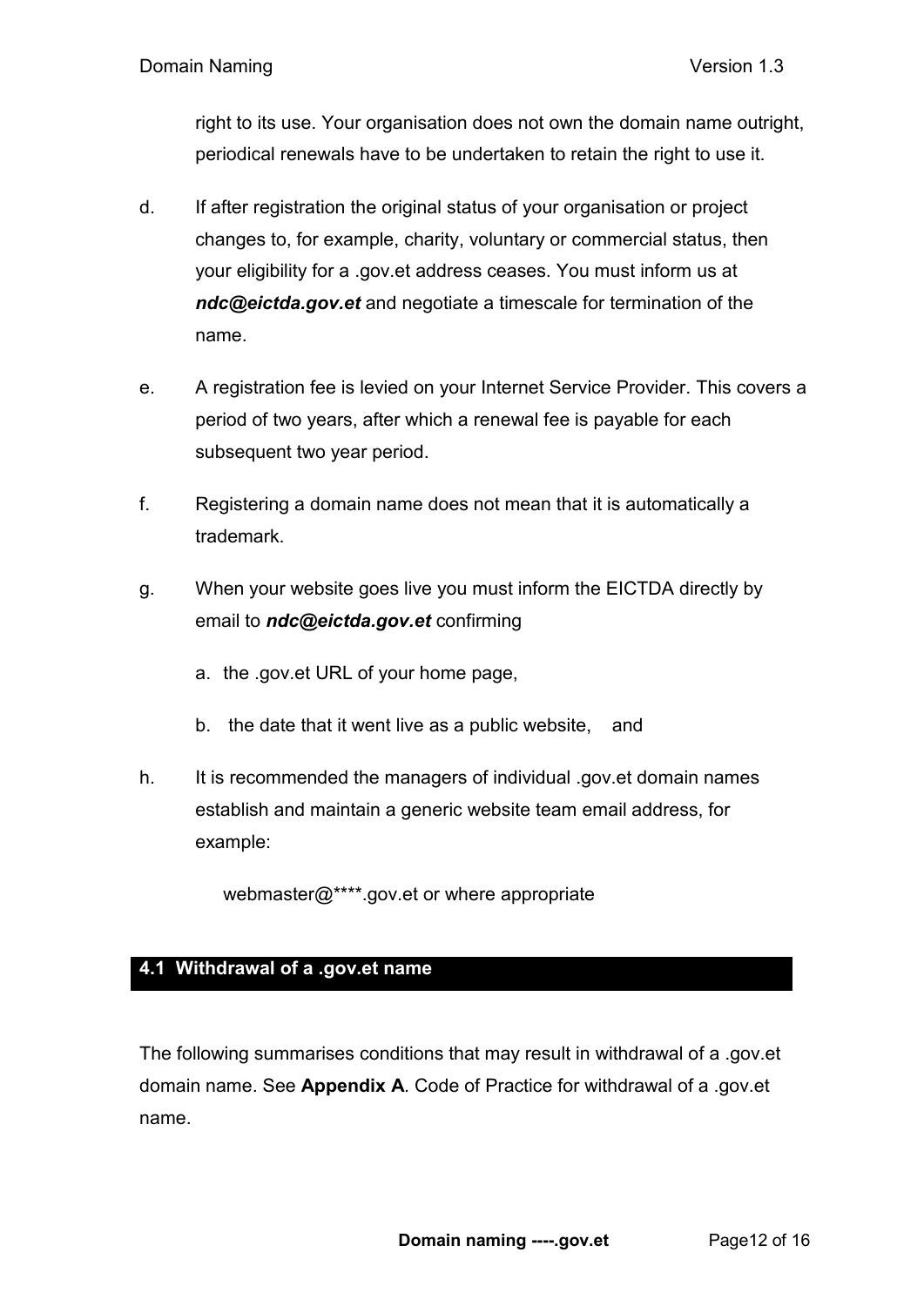right to its use. Your organisation does not own the domain name outright, periodical renewals have to be undertaken to retain the right to use it.

d. If after registration the original status of your organisation or project changes to, for example, charity, voluntary or commercial status, then your eligibility for a .gov.et address ceases. You must inform us at ***ndc@eictda.gov.et*** and negotiate a timescale for termination of the name.

e. A registration fee is levied on your Internet Service Provider. This covers a period of two years, after which a renewal fee is payable for each subsequent two year period.

f. Registering a domain name does not mean that it is automatically a trademark.

g. When your website goes live you must inform the EICTDA directly by email to ***ndc@eictda.gov.et*** confirming

   a. the .gov.et URL of your home page,

   b. the date that it went live as a public website, and

h. It is recommended the managers of individual .gov.et domain names establish and maintain a generic website team email address, for example:

   webmaster@****.gov.et or where appropriate

## 4.1 Withdrawal of a .gov.et name

The following summarises conditions that may result in withdrawal of a .gov.et domain name. See **Appendix A**. Code of Practice for withdrawal of a .gov.et name.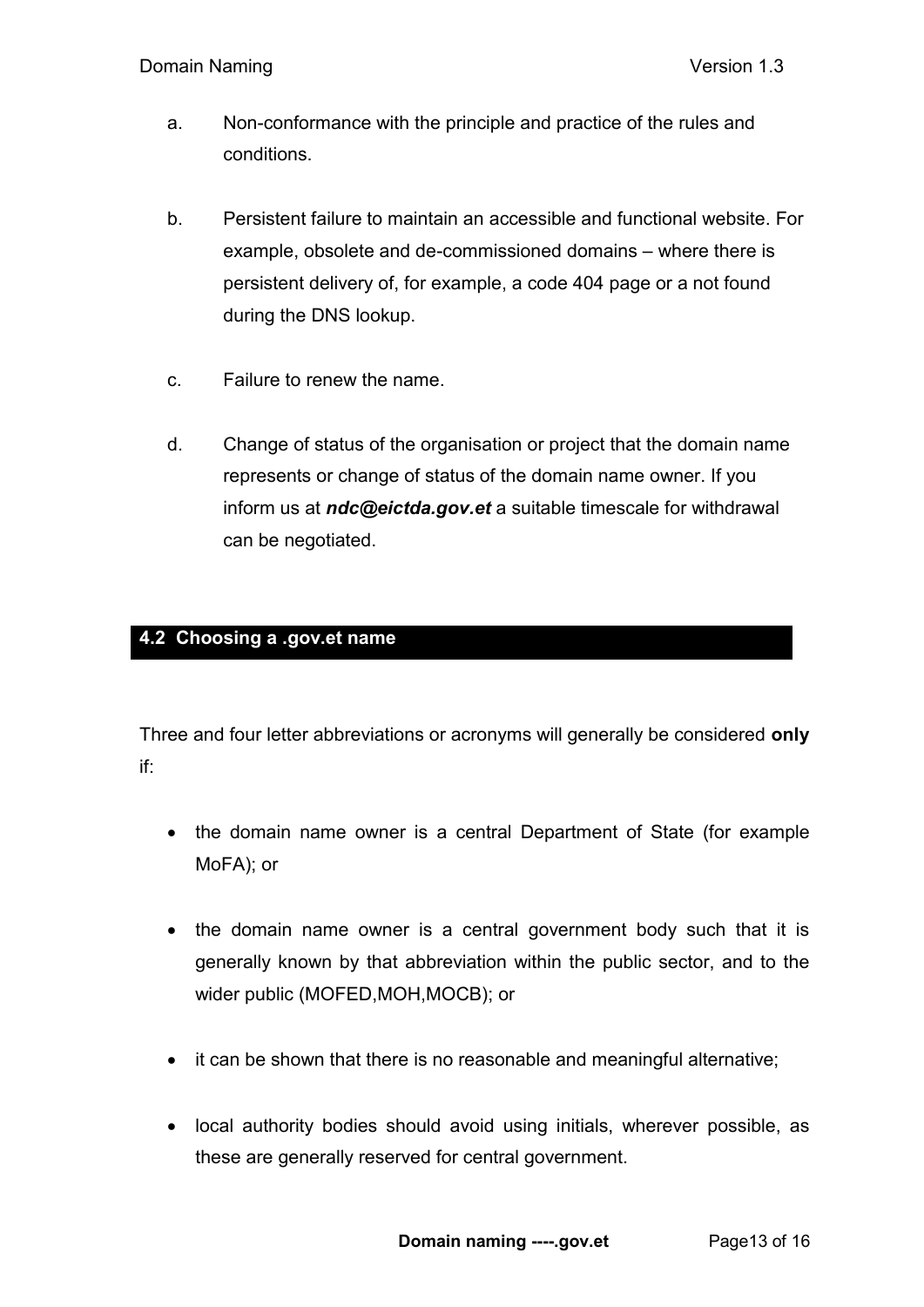a. Non-conformance with the principle and practice of the rules and conditions.

b. Persistent failure to maintain an accessible and functional website. For example, obsolete and de-commissioned domains – where there is persistent delivery of, for example, a code 404 page or a not found during the DNS lookup.

c. Failure to renew the name.

d. Change of status of the organisation or project that the domain name represents or change of status of the domain name owner. If you inform us at ***ndc@eictda.gov.et*** a suitable timescale for withdrawal can be negotiated.

## 4.2 Choosing a .gov.et name

Three and four letter abbreviations or acronyms will generally be considered **only** if:

- the domain name owner is a central Department of State (for example MoFA); or
- the domain name owner is a central government body such that it is generally known by that abbreviation within the public sector, and to the wider public (MOFED,MOH,MOCB); or
- it can be shown that there is no reasonable and meaningful alternative;
- local authority bodies should avoid using initials, wherever possible, as these are generally reserved for central government.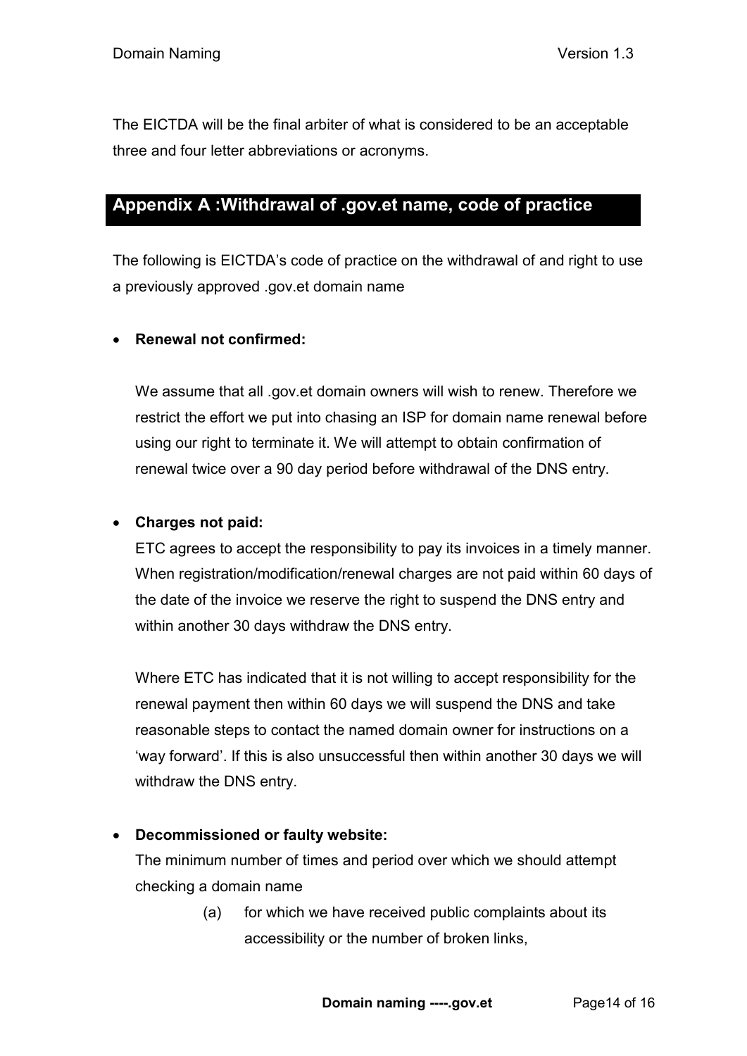The EICTDA will be the final arbiter of what is considered to be an acceptable three and four letter abbreviations or acronyms.

## Appendix A :Withdrawal of .gov.et name, code of practice

The following is EICTDA's code of practice on the withdrawal of and right to use a previously approved .gov.et domain name

- **Renewal not confirmed:**

  We assume that all .gov.et domain owners will wish to renew. Therefore we restrict the effort we put into chasing an ISP for domain name renewal before using our right to terminate it. We will attempt to obtain confirmation of renewal twice over a 90 day period before withdrawal of the DNS entry.

- **Charges not paid:**
  ETC agrees to accept the responsibility to pay its invoices in a timely manner. When registration/modification/renewal charges are not paid within 60 days of the date of the invoice we reserve the right to suspend the DNS entry and within another 30 days withdraw the DNS entry.

  Where ETC has indicated that it is not willing to accept responsibility for the renewal payment then within 60 days we will suspend the DNS and take reasonable steps to contact the named domain owner for instructions on a 'way forward'. If this is also unsuccessful then within another 30 days we will withdraw the DNS entry.

- **Decommissioned or faulty website:**
  The minimum number of times and period over which we should attempt checking a domain name

  (a) for which we have received public complaints about its accessibility or the number of broken links,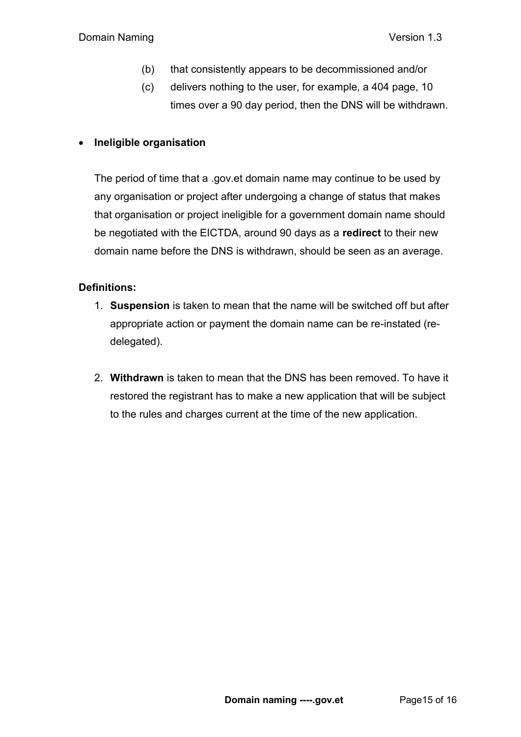(b) that consistently appears to be decommissioned and/or

(c) delivers nothing to the user, for example, a 404 page, 10 times over a 90 day period, then the DNS will be withdrawn.

- **Ineligible organisation**

  The period of time that a .gov.et domain name may continue to be used by any organisation or project after undergoing a change of status that makes that organisation or project ineligible for a government domain name should be negotiated with the EICTDA, around 90 days as a **redirect** to their new domain name before the DNS is withdrawn, should be seen as an average.

**Definitions:**

1. **Suspension** is taken to mean that the name will be switched off but after appropriate action or payment the domain name can be re-instated (re-delegated).

2. **Withdrawn** is taken to mean that the DNS has been removed. To have it restored the registrant has to make a new application that will be subject to the rules and charges current at the time of the new application.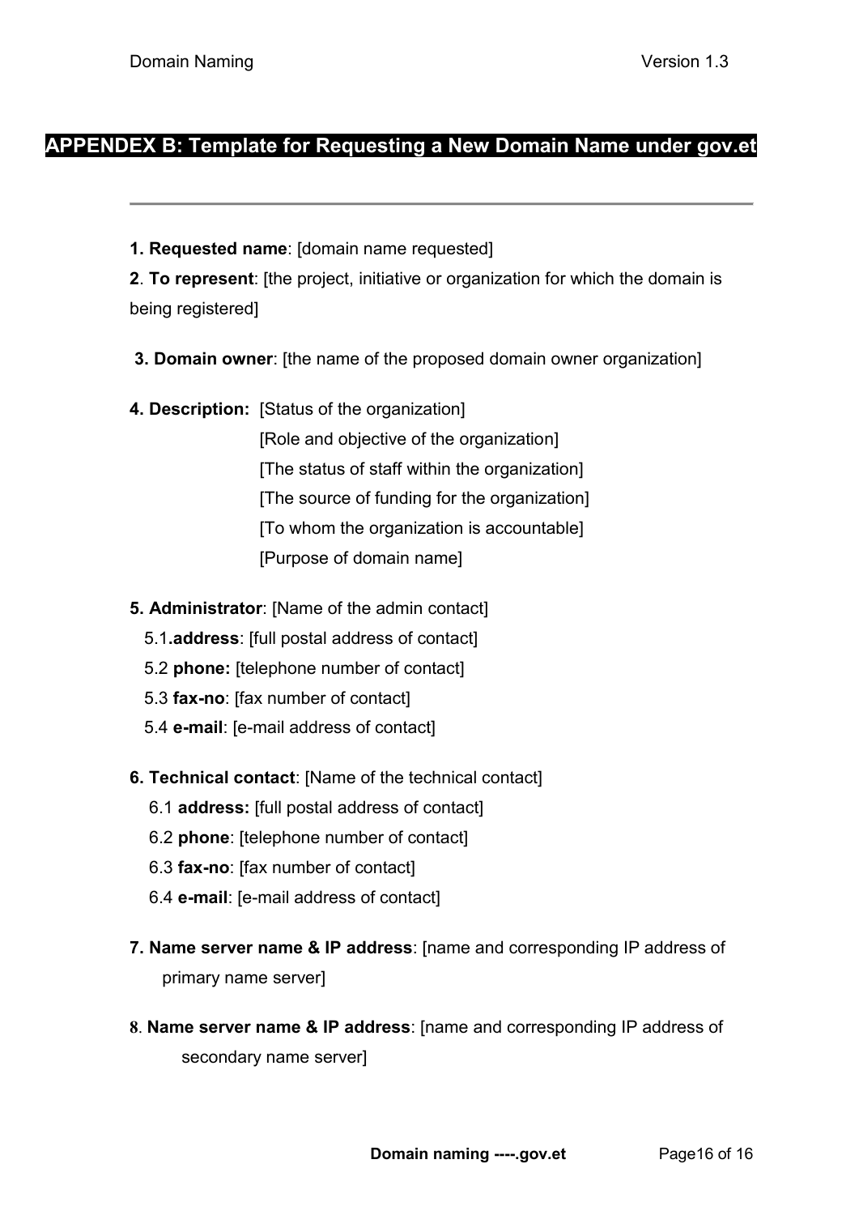## APPENDEX B: Template for Requesting a New Domain Name under gov.et

---

**1. Requested name**: [domain name requested]

**2**. **To represent**: [the project, initiative or organization for which the domain is being registered]

**3. Domain owner**: [the name of the proposed domain owner organization]

**4. Description:** [Status of the organization]
[Role and objective of the organization]
[The status of staff within the organization]
[The source of funding for the organization]
[To whom the organization is accountable]
[Purpose of domain name]

**5. Administrator**: [Name of the admin contact]
5.1.**address**: [full postal address of contact]
5.2 **phone:** [telephone number of contact]
5.3 **fax-no**: [fax number of contact]
5.4 **e-mail**: [e-mail address of contact]

**6. Technical contact**: [Name of the technical contact]
6.1 **address:** [full postal address of contact]
6.2 **phone**: [telephone number of contact]
6.3 **fax-no**: [fax number of contact]
6.4 **e-mail**: [e-mail address of contact]

**7. Name server name & IP address**: [name and corresponding IP address of primary name server]

**8**. **Name server name & IP address**: [name and corresponding IP address of secondary name server]